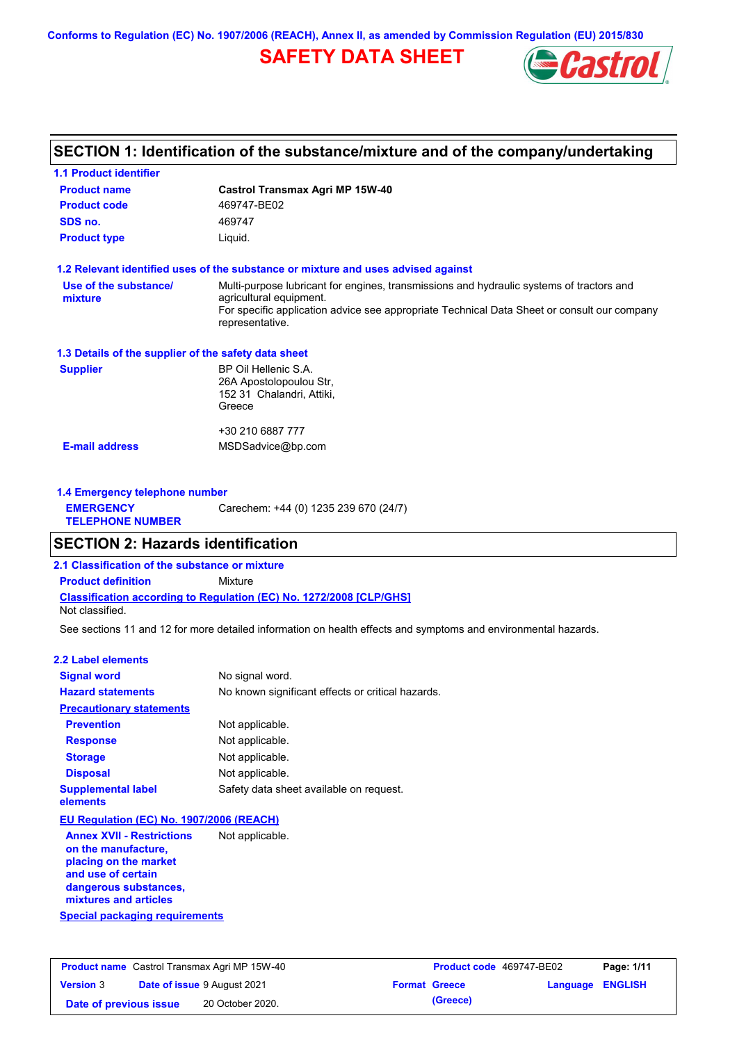Conforms to Regulation (EC) No. 1907/2006 (REACH), Annex II, as amended by Commission Regulation (EU) 2015/830

# SAFETY DATA SHEET

## SECTION 1: Identification of the substance/mixture and of the company/undertaking

### 1.1 Product identifier

| | |
|---|---|
| **Product name** | **Castrol Transmax Agri MP 15W-40** |
| **Product code** | 469747-BE02 |
| **SDS no.** | 469747 |
| **Product type** | Liquid. |

### 1.2 Relevant identified uses of the substance or mixture and uses advised against

**Use of the substance/ mixture**: Multi-purpose lubricant for engines, transmissions and hydraulic systems of tractors and agricultural equipment.
For specific application advice see appropriate Technical Data Sheet or consult our company representative.

### 1.3 Details of the supplier of the safety data sheet

**Supplier**: BP Oil Hellenic S.A.
26A Apostolopoulou Str,
152 31 Chalandri, Attiki,
Greece

+30 210 6887 777

**E-mail address**: MSDSadvice@bp.com

### 1.4 Emergency telephone number

**EMERGENCY TELEPHONE NUMBER**: Carechem: +44 (0) 1235 239 670 (24/7)

## SECTION 2: Hazards identification

### 2.1 Classification of the substance or mixture

**Product definition**: Mixture

**Classification according to Regulation (EC) No. 1272/2008 [CLP/GHS]**

Not classified.

See sections 11 and 12 for more detailed information on health effects and symptoms and environmental hazards.

### 2.2 Label elements

| | |
|---|---|
| **Signal word** | No signal word. |
| **Hazard statements** | No known significant effects or critical hazards. |

**Precautionary statements**

| | |
|---|---|
| **Prevention** | Not applicable. |
| **Response** | Not applicable. |
| **Storage** | Not applicable. |
| **Disposal** | Not applicable. |
| **Supplemental label elements** | Safety data sheet available on request. |

**EU Regulation (EC) No. 1907/2006 (REACH)**

**Annex XVII - Restrictions on the manufacture, placing on the market and use of certain dangerous substances, mixtures and articles**: Not applicable.

**Special packaging requirements**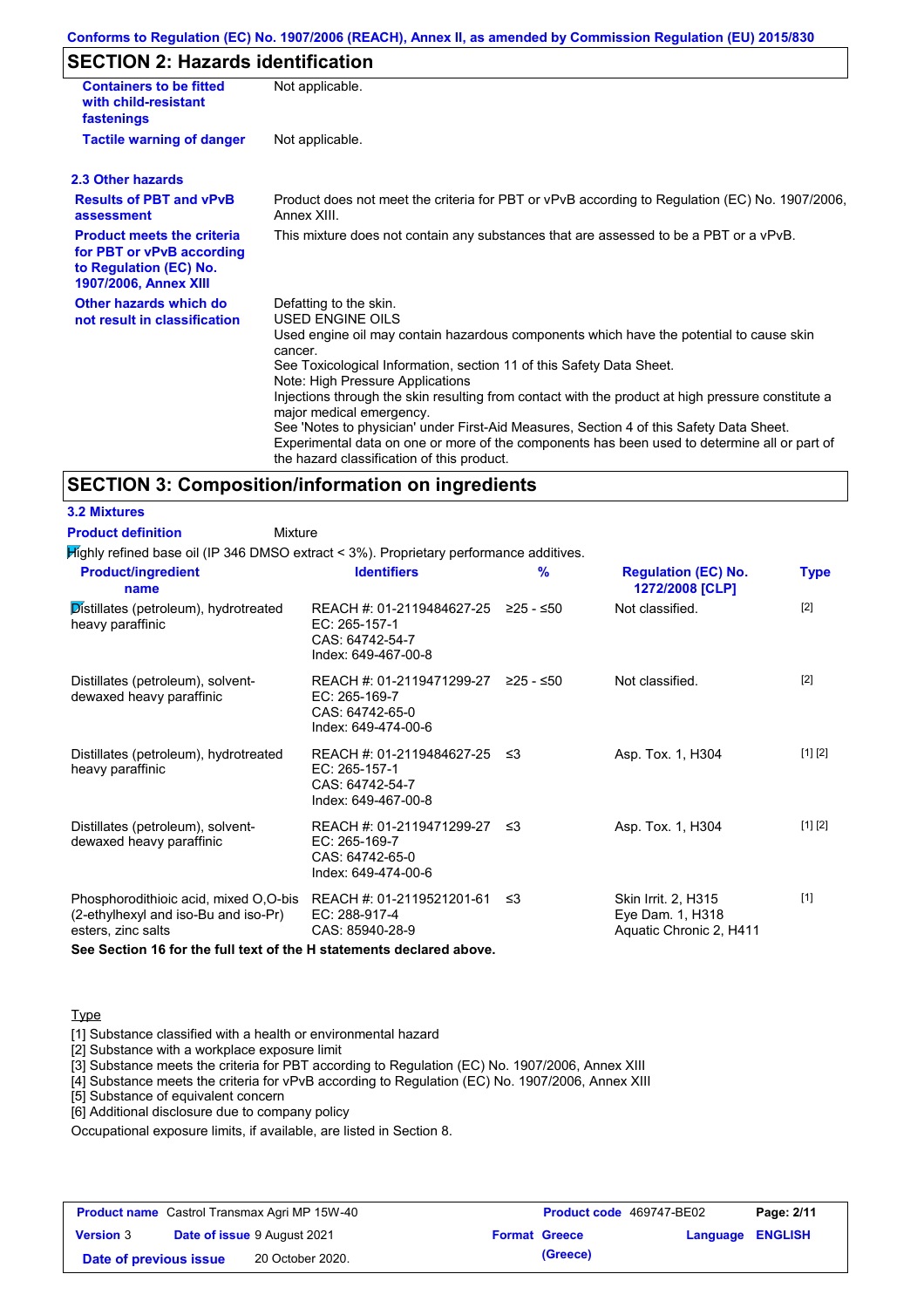## SECTION 2: Hazards identification

| | |
|---|---|
| **Containers to be fitted with child-resistant fastenings** | Not applicable. |
| **Tactile warning of danger** | Not applicable. |

### 2.3 Other hazards

| | |
|---|---|
| **Results of PBT and vPvB assessment** | Product does not meet the criteria for PBT or vPvB according to Regulation (EC) No. 1907/2006, Annex XIII. |
| **Product meets the criteria for PBT or vPvB according to Regulation (EC) No. 1907/2006, Annex XIII** | This mixture does not contain any substances that are assessed to be a PBT or a vPvB. |
| **Other hazards which do not result in classification** | Defatting to the skin.<br>USED ENGINE OILS<br>Used engine oil may contain hazardous components which have the potential to cause skin cancer.<br>See Toxicological Information, section 11 of this Safety Data Sheet.<br>Note: High Pressure Applications<br>Injections through the skin resulting from contact with the product at high pressure constitute a major medical emergency.<br>See 'Notes to physician' under First-Aid Measures, Section 4 of this Safety Data Sheet.<br>Experimental data on one or more of the components has been used to determine all or part of the hazard classification of this product. |

## SECTION 3: Composition/information on ingredients

### 3.2 Mixtures

**Product definition** Mixture

Highly refined base oil (IP 346 DMSO extract < 3%). Proprietary performance additives.

| Product/ingredient name | Identifiers | % | Regulation (EC) No. 1272/2008 [CLP] | Type |
|---|---|---|---|---|
| Distillates (petroleum), hydrotreated heavy paraffinic | REACH #: 01-2119484627-25<br>EC: 265-157-1<br>CAS: 64742-54-7<br>Index: 649-467-00-8 | ≥25 - ≤50 | Not classified. | [2] |
| Distillates (petroleum), solvent-dewaxed heavy paraffinic | REACH #: 01-2119471299-27<br>EC: 265-169-7<br>CAS: 64742-65-0<br>Index: 649-474-00-6 | ≥25 - ≤50 | Not classified. | [2] |
| Distillates (petroleum), hydrotreated heavy paraffinic | REACH #: 01-2119484627-25<br>EC: 265-157-1<br>CAS: 64742-54-7<br>Index: 649-467-00-8 | ≤3 | Asp. Tox. 1, H304 | [1] [2] |
| Distillates (petroleum), solvent-dewaxed heavy paraffinic | REACH #: 01-2119471299-27<br>EC: 265-169-7<br>CAS: 64742-65-0<br>Index: 649-474-00-6 | ≤3 | Asp. Tox. 1, H304 | [1] [2] |
| Phosphorodithioic acid, mixed O,O-bis (2-ethylhexyl and iso-Bu and iso-Pr) esters, zinc salts | REACH #: 01-2119521201-61<br>EC: 288-917-4<br>CAS: 85940-28-9 | ≤3 | Skin Irrit. 2, H315<br>Eye Dam. 1, H318<br>Aquatic Chronic 2, H411 | [1] |

**See Section 16 for the full text of the H statements declared above.**

Type

[1] Substance classified with a health or environmental hazard
[2] Substance with a workplace exposure limit
[3] Substance meets the criteria for PBT according to Regulation (EC) No. 1907/2006, Annex XIII
[4] Substance meets the criteria for vPvB according to Regulation (EC) No. 1907/2006, Annex XIII
[5] Substance of equivalent concern
[6] Additional disclosure due to company policy

Occupational exposure limits, if available, are listed in Section 8.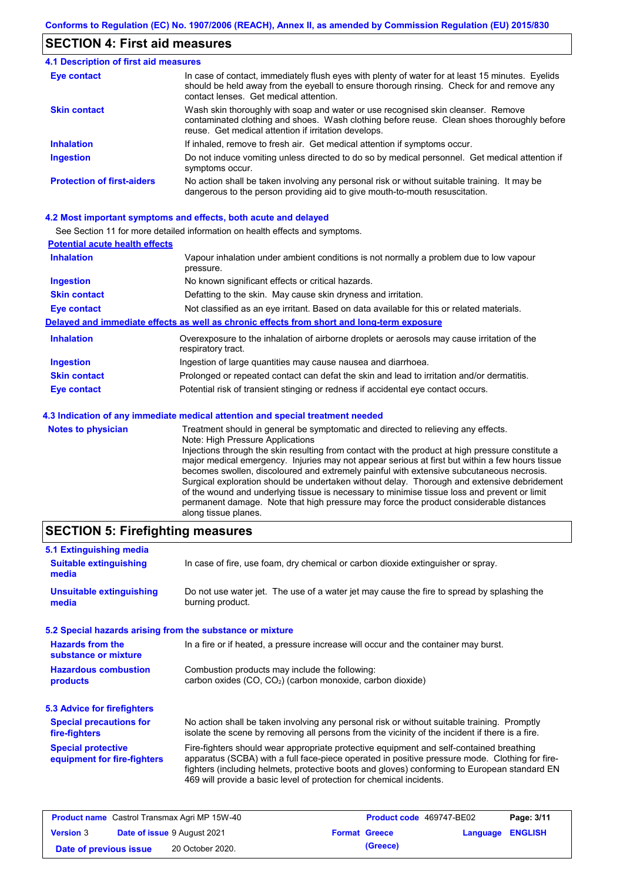## SECTION 4: First aid measures

### 4.1 Description of first aid measures

| | |
|---|---|
| **Eye contact** | In case of contact, immediately flush eyes with plenty of water for at least 15 minutes. Eyelids should be held away from the eyeball to ensure thorough rinsing. Check for and remove any contact lenses. Get medical attention. |
| **Skin contact** | Wash skin thoroughly with soap and water or use recognised skin cleanser. Remove contaminated clothing and shoes. Wash clothing before reuse. Clean shoes thoroughly before reuse. Get medical attention if irritation develops. |
| **Inhalation** | If inhaled, remove to fresh air. Get medical attention if symptoms occur. |
| **Ingestion** | Do not induce vomiting unless directed to do so by medical personnel. Get medical attention if symptoms occur. |
| **Protection of first-aiders** | No action shall be taken involving any personal risk or without suitable training. It may be dangerous to the person providing aid to give mouth-to-mouth resuscitation. |

### 4.2 Most important symptoms and effects, both acute and delayed

See Section 11 for more detailed information on health effects and symptoms.

**Potential acute health effects**

| | |
|---|---|
| **Inhalation** | Vapour inhalation under ambient conditions is not normally a problem due to low vapour pressure. |
| **Ingestion** | No known significant effects or critical hazards. |
| **Skin contact** | Defatting to the skin. May cause skin dryness and irritation. |
| **Eye contact** | Not classified as an eye irritant. Based on data available for this or related materials. |

**Delayed and immediate effects as well as chronic effects from short and long-term exposure**

| | |
|---|---|
| **Inhalation** | Overexposure to the inhalation of airborne droplets or aerosols may cause irritation of the respiratory tract. |
| **Ingestion** | Ingestion of large quantities may cause nausea and diarrhoea. |
| **Skin contact** | Prolonged or repeated contact can defat the skin and lead to irritation and/or dermatitis. |
| **Eye contact** | Potential risk of transient stinging or redness if accidental eye contact occurs. |

### 4.3 Indication of any immediate medical attention and special treatment needed

| | |
|---|---|
| **Notes to physician** | Treatment should in general be symptomatic and directed to relieving any effects. Note: High Pressure Applications Injections through the skin resulting from contact with the product at high pressure constitute a major medical emergency. Injuries may not appear serious at first but within a few hours tissue becomes swollen, discoloured and extremely painful with extensive subcutaneous necrosis. Surgical exploration should be undertaken without delay. Thorough and extensive debridement of the wound and underlying tissue is necessary to minimise tissue loss and prevent or limit permanent damage. Note that high pressure may force the product considerable distances along tissue planes. |

## SECTION 5: Firefighting measures

### 5.1 Extinguishing media

| | |
|---|---|
| **Suitable extinguishing media** | In case of fire, use foam, dry chemical or carbon dioxide extinguisher or spray. |
| **Unsuitable extinguishing media** | Do not use water jet. The use of a water jet may cause the fire to spread by splashing the burning product. |

### 5.2 Special hazards arising from the substance or mixture

| | |
|---|---|
| **Hazards from the substance or mixture** | In a fire or if heated, a pressure increase will occur and the container may burst. |
| **Hazardous combustion products** | Combustion products may include the following: carbon oxides ($CO$, $CO_2$) (carbon monoxide, carbon dioxide) |

### 5.3 Advice for firefighters

| | |
|---|---|
| **Special precautions for fire-fighters** | No action shall be taken involving any personal risk or without suitable training. Promptly isolate the scene by removing all persons from the vicinity of the incident if there is a fire. |
| **Special protective equipment for fire-fighters** | Fire-fighters should wear appropriate protective equipment and self-contained breathing apparatus (SCBA) with a full face-piece operated in positive pressure mode. Clothing for fire-fighters (including helmets, protective boots and gloves) conforming to European standard EN 469 will provide a basic level of protection for chemical incidents. |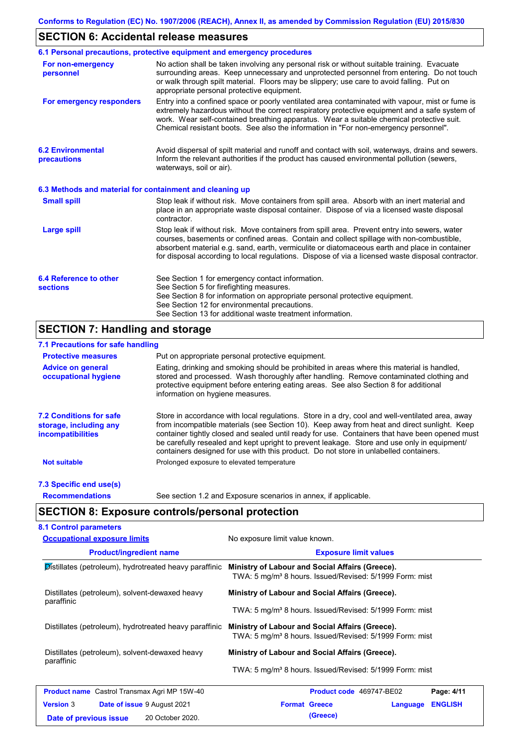## SECTION 6: Accidental release measures

### 6.1 Personal precautions, protective equipment and emergency procedures

**For non-emergency personnel**

No action shall be taken involving any personal risk or without suitable training. Evacuate surrounding areas. Keep unnecessary and unprotected personnel from entering. Do not touch or walk through spilt material. Floors may be slippery; use care to avoid falling. Put on appropriate personal protective equipment.

**For emergency responders**

Entry into a confined space or poorly ventilated area contaminated with vapour, mist or fume is extremely hazardous without the correct respiratory protective equipment and a safe system of work. Wear self-contained breathing apparatus. Wear a suitable chemical protective suit. Chemical resistant boots. See also the information in "For non-emergency personnel".

### 6.2 Environmental precautions

Avoid dispersal of spilt material and runoff and contact with soil, waterways, drains and sewers. Inform the relevant authorities if the product has caused environmental pollution (sewers, waterways, soil or air).

### 6.3 Methods and material for containment and cleaning up

**Small spill**

Stop leak if without risk. Move containers from spill area. Absorb with an inert material and place in an appropriate waste disposal container. Dispose of via a licensed waste disposal contractor.

**Large spill**

Stop leak if without risk. Move containers from spill area. Prevent entry into sewers, water courses, basements or confined areas. Contain and collect spillage with non-combustible, absorbent material e.g. sand, earth, vermiculite or diatomaceous earth and place in container for disposal according to local regulations. Dispose of via a licensed waste disposal contractor.

### 6.4 Reference to other sections

See Section 1 for emergency contact information.
See Section 5 for firefighting measures.
See Section 8 for information on appropriate personal protective equipment.
See Section 12 for environmental precautions.
See Section 13 for additional waste treatment information.

## SECTION 7: Handling and storage

### 7.1 Precautions for safe handling

**Protective measures**

Put on appropriate personal protective equipment.

**Advice on general occupational hygiene**

Eating, drinking and smoking should be prohibited in areas where this material is handled, stored and processed. Wash thoroughly after handling. Remove contaminated clothing and protective equipment before entering eating areas. See also Section 8 for additional information on hygiene measures.

### 7.2 Conditions for safe storage, including any incompatibilities

Store in accordance with local regulations. Store in a dry, cool and well-ventilated area, away from incompatible materials (see Section 10). Keep away from heat and direct sunlight. Keep container tightly closed and sealed until ready for use. Containers that have been opened must be carefully resealed and kept upright to prevent leakage. Store and use only in equipment/containers designed for use with this product. Do not store in unlabelled containers.

**Not suitable**

Prolonged exposure to elevated temperature

### 7.3 Specific end use(s)

**Recommendations**

See section 1.2 and Exposure scenarios in annex, if applicable.

## SECTION 8: Exposure controls/personal protection

### 8.1 Control parameters

**Occupational exposure limits**

No exposure limit value known.

| Product/ingredient name | Exposure limit values |
|---|---|
| Distillates (petroleum), hydrotreated heavy paraffinic | **Ministry of Labour and Social Affairs (Greece).** TWA: 5 mg/m³ 8 hours. Issued/Revised: 5/1999 Form: mist |
| Distillates (petroleum), solvent-dewaxed heavy paraffinic | **Ministry of Labour and Social Affairs (Greece).** TWA: 5 mg/m³ 8 hours. Issued/Revised: 5/1999 Form: mist |
| Distillates (petroleum), hydrotreated heavy paraffinic | **Ministry of Labour and Social Affairs (Greece).** TWA: 5 mg/m³ 8 hours. Issued/Revised: 5/1999 Form: mist |
| Distillates (petroleum), solvent-dewaxed heavy paraffinic | **Ministry of Labour and Social Affairs (Greece).** TWA: 5 mg/m³ 8 hours. Issued/Revised: 5/1999 Form: mist |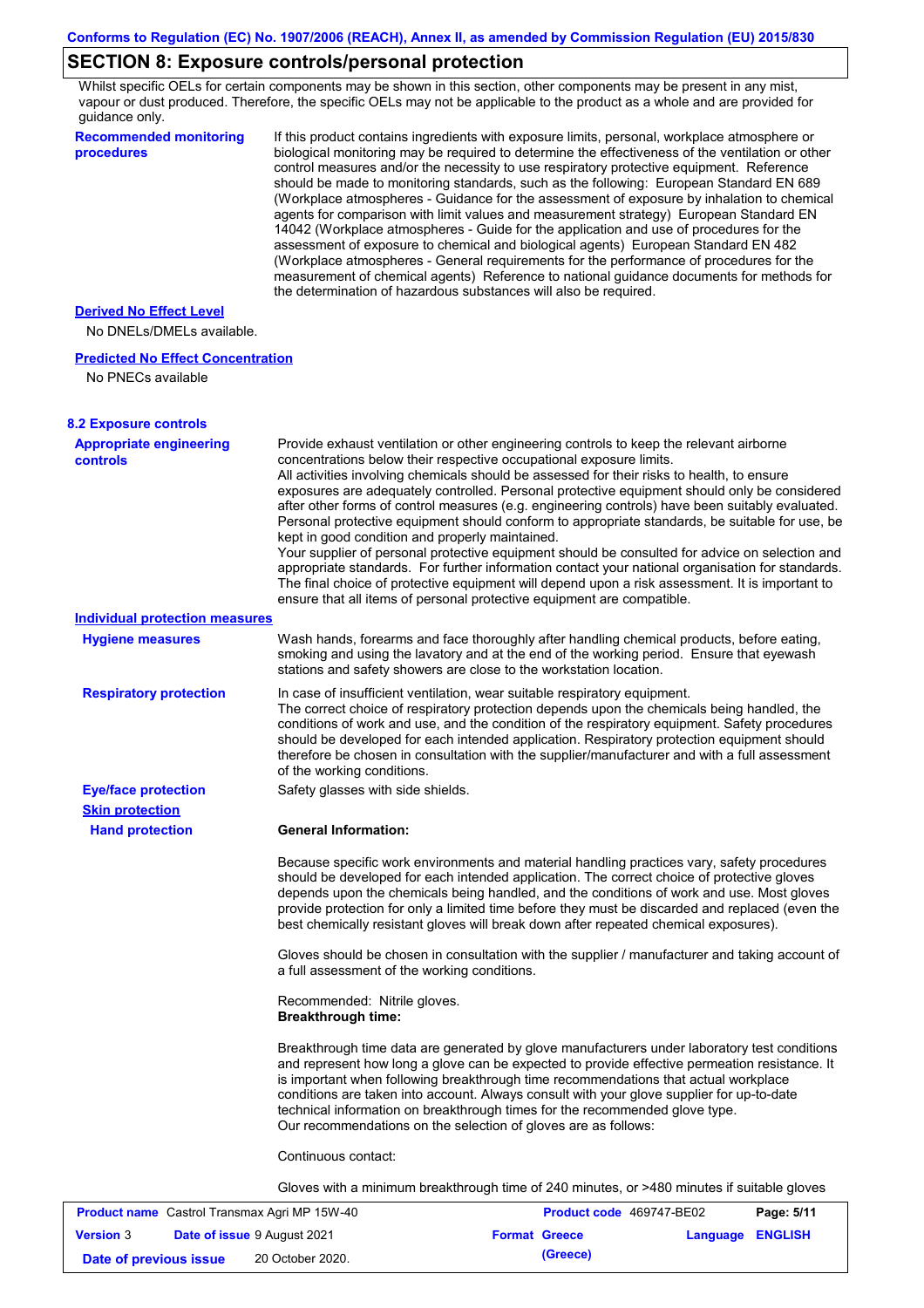## SECTION 8: Exposure controls/personal protection

Whilst specific OELs for certain components may be shown in this section, other components may be present in any mist, vapour or dust produced. Therefore, the specific OELs may not be applicable to the product as a whole and are provided for guidance only.

**Recommended monitoring procedures**

If this product contains ingredients with exposure limits, personal, workplace atmosphere or biological monitoring may be required to determine the effectiveness of the ventilation or other control measures and/or the necessity to use respiratory protective equipment. Reference should be made to monitoring standards, such as the following: European Standard EN 689 (Workplace atmospheres - Guidance for the assessment of exposure by inhalation to chemical agents for comparison with limit values and measurement strategy) European Standard EN 14042 (Workplace atmospheres - Guide for the application and use of procedures for the assessment of exposure to chemical and biological agents) European Standard EN 482 (Workplace atmospheres - General requirements for the performance of procedures for the measurement of chemical agents) Reference to national guidance documents for methods for the determination of hazardous substances will also be required.

**Derived No Effect Level**

No DNELs/DMELs available.

**Predicted No Effect Concentration**

No PNECs available

### 8.2 Exposure controls

**Appropriate engineering controls**

Provide exhaust ventilation or other engineering controls to keep the relevant airborne concentrations below their respective occupational exposure limits.
All activities involving chemicals should be assessed for their risks to health, to ensure exposures are adequately controlled. Personal protective equipment should only be considered after other forms of control measures (e.g. engineering controls) have been suitably evaluated. Personal protective equipment should conform to appropriate standards, be suitable for use, be kept in good condition and properly maintained.
Your supplier of personal protective equipment should be consulted for advice on selection and appropriate standards. For further information contact your national organisation for standards.
The final choice of protective equipment will depend upon a risk assessment. It is important to ensure that all items of personal protective equipment are compatible.

**Individual protection measures**

**Hygiene measures**

Wash hands, forearms and face thoroughly after handling chemical products, before eating, smoking and using the lavatory and at the end of the working period. Ensure that eyewash stations and safety showers are close to the workstation location.

**Respiratory protection**

In case of insufficient ventilation, wear suitable respiratory equipment.
The correct choice of respiratory protection depends upon the chemicals being handled, the conditions of work and use, and the condition of the respiratory equipment. Safety procedures should be developed for each intended application. Respiratory protection equipment should therefore be chosen in consultation with the supplier/manufacturer and with a full assessment of the working conditions.

**Eye/face protection**

Safety glasses with side shields.

**Skin protection**

**Hand protection**

**General Information:**

Because specific work environments and material handling practices vary, safety procedures should be developed for each intended application. The correct choice of protective gloves depends upon the chemicals being handled, and the conditions of work and use. Most gloves provide protection for only a limited time before they must be discarded and replaced (even the best chemically resistant gloves will break down after repeated chemical exposures).

Gloves should be chosen in consultation with the supplier / manufacturer and taking account of a full assessment of the working conditions.

Recommended: Nitrile gloves.
**Breakthrough time:**

Breakthrough time data are generated by glove manufacturers under laboratory test conditions and represent how long a glove can be expected to provide effective permeation resistance. It is important when following breakthrough time recommendations that actual workplace conditions are taken into account. Always consult with your glove supplier for up-to-date technical information on breakthrough times for the recommended glove type.
Our recommendations on the selection of gloves are as follows:

Continuous contact:

Gloves with a minimum breakthrough time of 240 minutes, or >480 minutes if suitable gloves

| **Product name** Castrol Transmax Agri MP 15W-40 | **Product code** 469747-BE02 | **Page:** 5/11 |
|---|---|---|
| **Version** 3 **Date of issue** 9 August 2021 | **Format** Greece (Greece) | **Language** ENGLISH |
| **Date of previous issue** 20 October 2020. | | |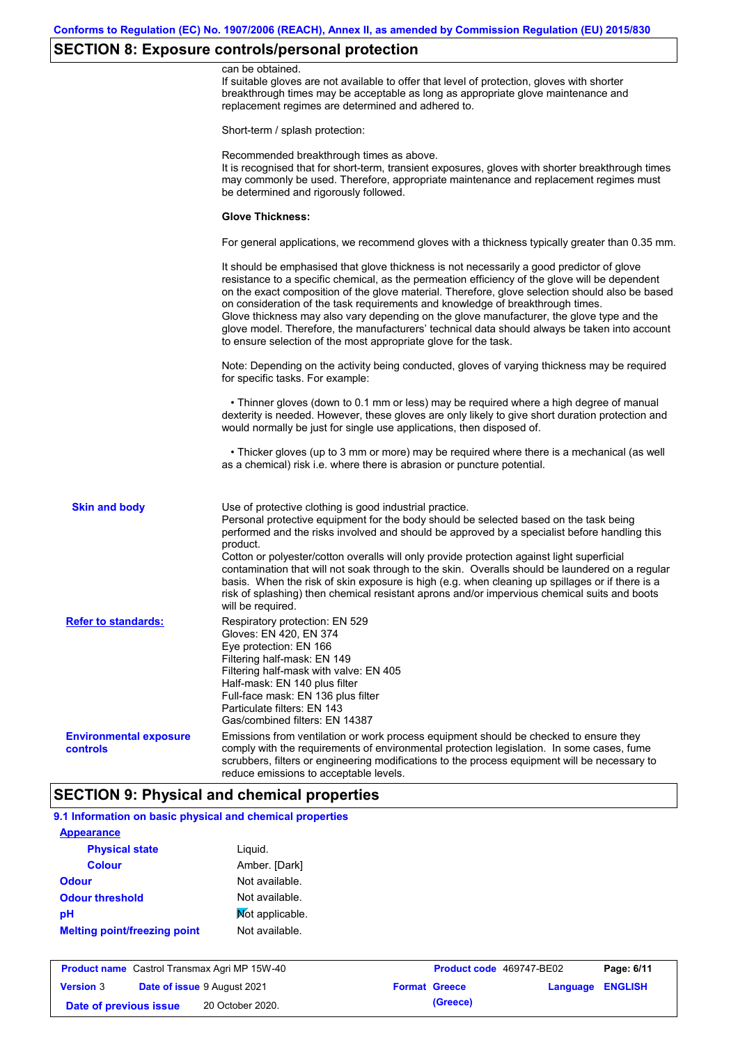## SECTION 8: Exposure controls/personal protection

can be obtained.
If suitable gloves are not available to offer that level of protection, gloves with shorter breakthrough times may be acceptable as long as appropriate glove maintenance and replacement regimes are determined and adhered to.

Short-term / splash protection:

Recommended breakthrough times as above.
It is recognised that for short-term, transient exposures, gloves with shorter breakthrough times may commonly be used. Therefore, appropriate maintenance and replacement regimes must be determined and rigorously followed.

**Glove Thickness:**

For general applications, we recommend gloves with a thickness typically greater than 0.35 mm.

It should be emphasised that glove thickness is not necessarily a good predictor of glove resistance to a specific chemical, as the permeation efficiency of the glove will be dependent on the exact composition of the glove material. Therefore, glove selection should also be based on consideration of the task requirements and knowledge of breakthrough times.
Glove thickness may also vary depending on the glove manufacturer, the glove type and the glove model. Therefore, the manufacturers' technical data should always be taken into account to ensure selection of the most appropriate glove for the task.

Note: Depending on the activity being conducted, gloves of varying thickness may be required for specific tasks. For example:

- Thinner gloves (down to 0.1 mm or less) may be required where a high degree of manual dexterity is needed. However, these gloves are only likely to give short duration protection and would normally be just for single use applications, then disposed of.

- Thicker gloves (up to 3 mm or more) may be required where there is a mechanical (as well as a chemical) risk i.e. where there is abrasion or puncture potential.

**Skin and body**

Use of protective clothing is good industrial practice.
Personal protective equipment for the body should be selected based on the task being performed and the risks involved and should be approved by a specialist before handling this product.
Cotton or polyester/cotton overalls will only provide protection against light superficial contamination that will not soak through to the skin. Overalls should be laundered on a regular basis. When the risk of skin exposure is high (e.g. when cleaning up spillages or if there is a risk of splashing) then chemical resistant aprons and/or impervious chemical suits and boots will be required.

**Refer to standards:**

Respiratory protection: EN 529
Gloves: EN 420, EN 374
Eye protection: EN 166
Filtering half-mask: EN 149
Filtering half-mask with valve: EN 405
Half-mask: EN 140 plus filter
Full-face mask: EN 136 plus filter
Particulate filters: EN 143
Gas/combined filters: EN 14387

**Environmental exposure controls**

Emissions from ventilation or work process equipment should be checked to ensure they comply with the requirements of environmental protection legislation. In some cases, fume scrubbers, filters or engineering modifications to the process equipment will be necessary to reduce emissions to acceptable levels.

## SECTION 9: Physical and chemical properties

### 9.1 Information on basic physical and chemical properties

**Appearance**

| | |
|---|---|
| **Physical state** | Liquid. |
| **Colour** | Amber. [Dark] |
| **Odour** | Not available. |
| **Odour threshold** | Not available. |
| **pH** | Not applicable. |
| **Melting point/freezing point** | Not available. |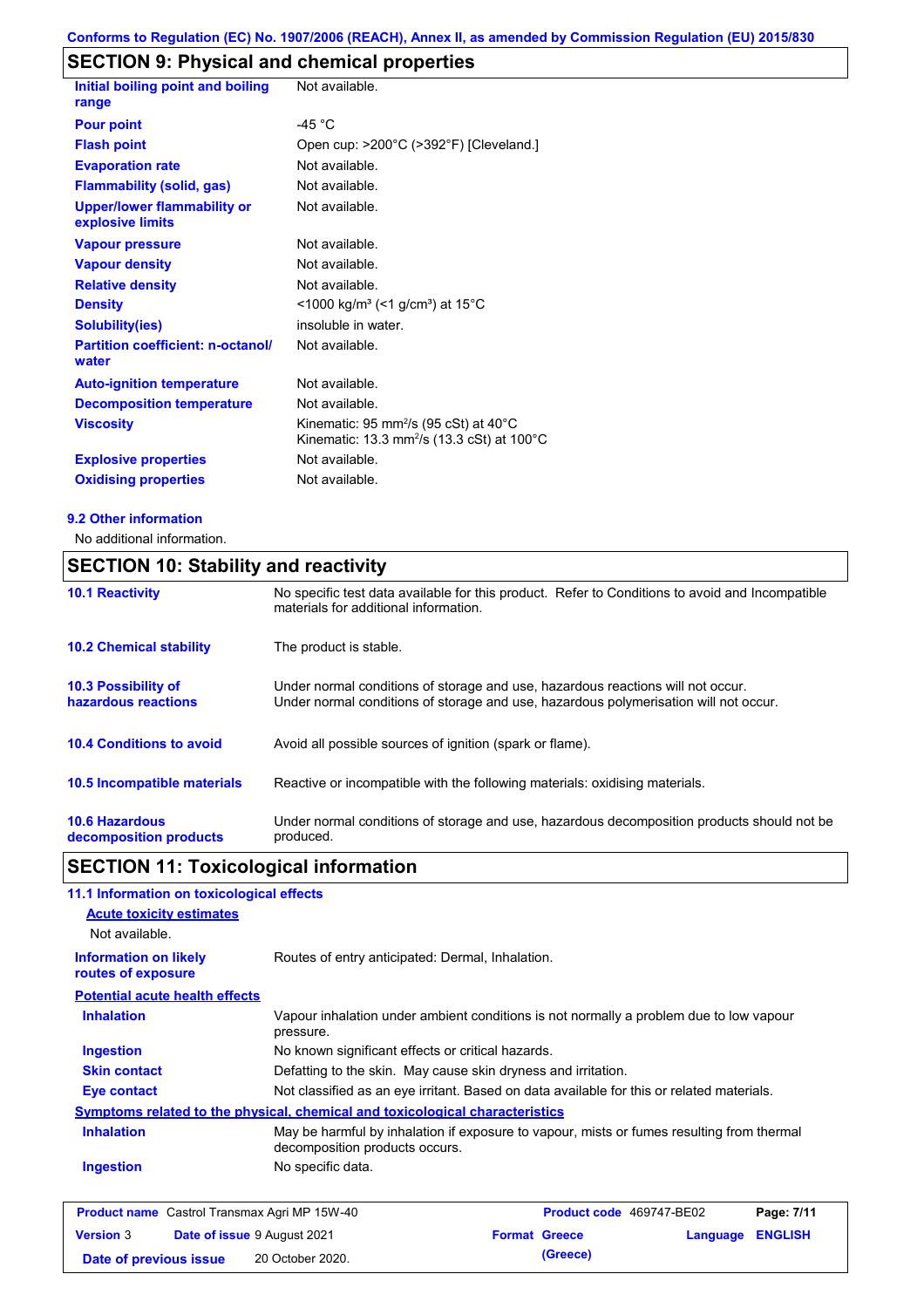## SECTION 9: Physical and chemical properties

| | |
|---|---|
| **Initial boiling point and boiling range** | Not available. |
| **Pour point** | -45 °C |
| **Flash point** | Open cup: >200°C (>392°F) [Cleveland.] |
| **Evaporation rate** | Not available. |
| **Flammability (solid, gas)** | Not available. |
| **Upper/lower flammability or explosive limits** | Not available. |
| **Vapour pressure** | Not available. |
| **Vapour density** | Not available. |
| **Relative density** | Not available. |
| **Density** | <1000 kg/m³ (<1 g/cm³) at 15°C |
| **Solubility(ies)** | insoluble in water. |
| **Partition coefficient: n-octanol/ water** | Not available. |
| **Auto-ignition temperature** | Not available. |
| **Decomposition temperature** | Not available. |
| **Viscosity** | Kinematic: 95 mm²/s (95 cSt) at 40°C<br>Kinematic: 13.3 mm²/s (13.3 cSt) at 100°C |
| **Explosive properties** | Not available. |
| **Oxidising properties** | Not available. |

### 9.2 Other information

No additional information.

## SECTION 10: Stability and reactivity

| | |
|---|---|
| **10.1 Reactivity** | No specific test data available for this product. Refer to Conditions to avoid and Incompatible materials for additional information. |
| **10.2 Chemical stability** | The product is stable. |
| **10.3 Possibility of hazardous reactions** | Under normal conditions of storage and use, hazardous reactions will not occur.<br>Under normal conditions of storage and use, hazardous polymerisation will not occur. |
| **10.4 Conditions to avoid** | Avoid all possible sources of ignition (spark or flame). |
| **10.5 Incompatible materials** | Reactive or incompatible with the following materials: oxidising materials. |
| **10.6 Hazardous decomposition products** | Under normal conditions of storage and use, hazardous decomposition products should not be produced. |

## SECTION 11: Toxicological information

### 11.1 Information on toxicological effects

**Acute toxicity estimates**

Not available.

| | |
|---|---|
| **Information on likely routes of exposure** | Routes of entry anticipated: Dermal, Inhalation. |

**Potential acute health effects**

| | |
|---|---|
| **Inhalation** | Vapour inhalation under ambient conditions is not normally a problem due to low vapour pressure. |
| **Ingestion** | No known significant effects or critical hazards. |
| **Skin contact** | Defatting to the skin. May cause skin dryness and irritation. |
| **Eye contact** | Not classified as an eye irritant. Based on data available for this or related materials. |

**Symptoms related to the physical, chemical and toxicological characteristics**

| | |
|---|---|
| **Inhalation** | May be harmful by inhalation if exposure to vapour, mists or fumes resulting from thermal decomposition products occurs. |
| **Ingestion** | No specific data. |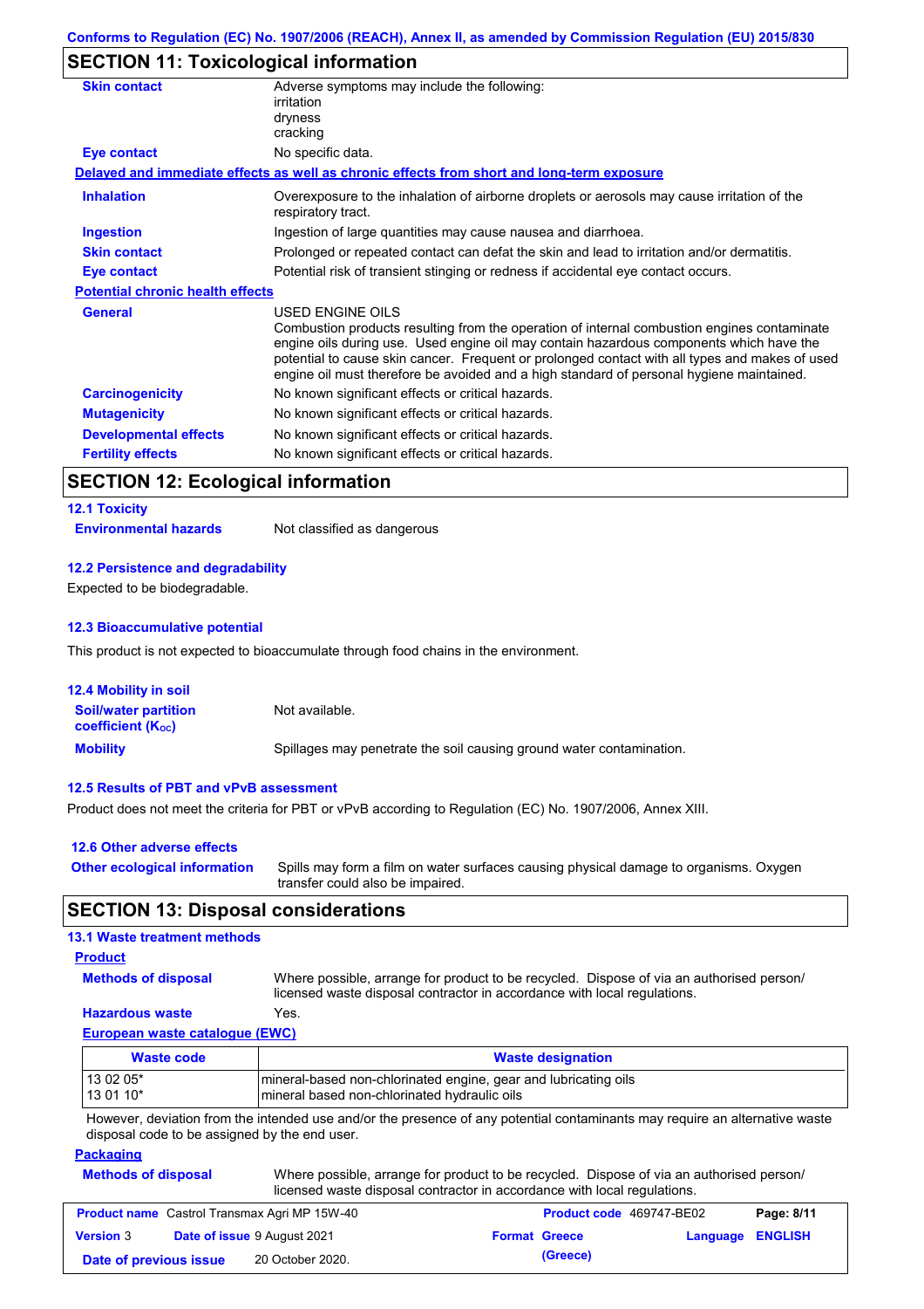## SECTION 11: Toxicological information

**Skin contact** Adverse symptoms may include the following:
irritation
dryness
cracking

**Eye contact** No specific data.

**Delayed and immediate effects as well as chronic effects from short and long-term exposure**

**Inhalation** Overexposure to the inhalation of airborne droplets or aerosols may cause irritation of the respiratory tract.

**Ingestion** Ingestion of large quantities may cause nausea and diarrhoea.

**Skin contact** Prolonged or repeated contact can defat the skin and lead to irritation and/or dermatitis.

**Eye contact** Potential risk of transient stinging or redness if accidental eye contact occurs.

**Potential chronic health effects**

**General** USED ENGINE OILS
Combustion products resulting from the operation of internal combustion engines contaminate engine oils during use. Used engine oil may contain hazardous components which have the potential to cause skin cancer. Frequent or prolonged contact with all types and makes of used engine oil must therefore be avoided and a high standard of personal hygiene maintained.

**Carcinogenicity** No known significant effects or critical hazards.

**Mutagenicity** No known significant effects or critical hazards.

**Developmental effects** No known significant effects or critical hazards.

**Fertility effects** No known significant effects or critical hazards.

## SECTION 12: Ecological information

### 12.1 Toxicity

**Environmental hazards** Not classified as dangerous

### 12.2 Persistence and degradability

Expected to be biodegradable.

### 12.3 Bioaccumulative potential

This product is not expected to bioaccumulate through food chains in the environment.

### 12.4 Mobility in soil

**Soil/water partition coefficient ($K_{OC}$)** Not available.

**Mobility** Spillages may penetrate the soil causing ground water contamination.

### 12.5 Results of PBT and vPvB assessment

Product does not meet the criteria for PBT or vPvB according to Regulation (EC) No. 1907/2006, Annex XIII.

### 12.6 Other adverse effects

**Other ecological information** Spills may form a film on water surfaces causing physical damage to organisms. Oxygen transfer could also be impaired.

## SECTION 13: Disposal considerations

### 13.1 Waste treatment methods

**Product**

**Methods of disposal** Where possible, arrange for product to be recycled. Dispose of via an authorised person/ licensed waste disposal contractor in accordance with local regulations.

**Hazardous waste** Yes.

**European waste catalogue (EWC)**

| Waste code | Waste designation |
|---|---|
| 13 02 05* | mineral-based non-chlorinated engine, gear and lubricating oils |
| 13 01 10* | mineral based non-chlorinated hydraulic oils |

However, deviation from the intended use and/or the presence of any potential contaminants may require an alternative waste disposal code to be assigned by the end user.

**Packaging**

**Methods of disposal** Where possible, arrange for product to be recycled. Dispose of via an authorised person/ licensed waste disposal contractor in accordance with local regulations.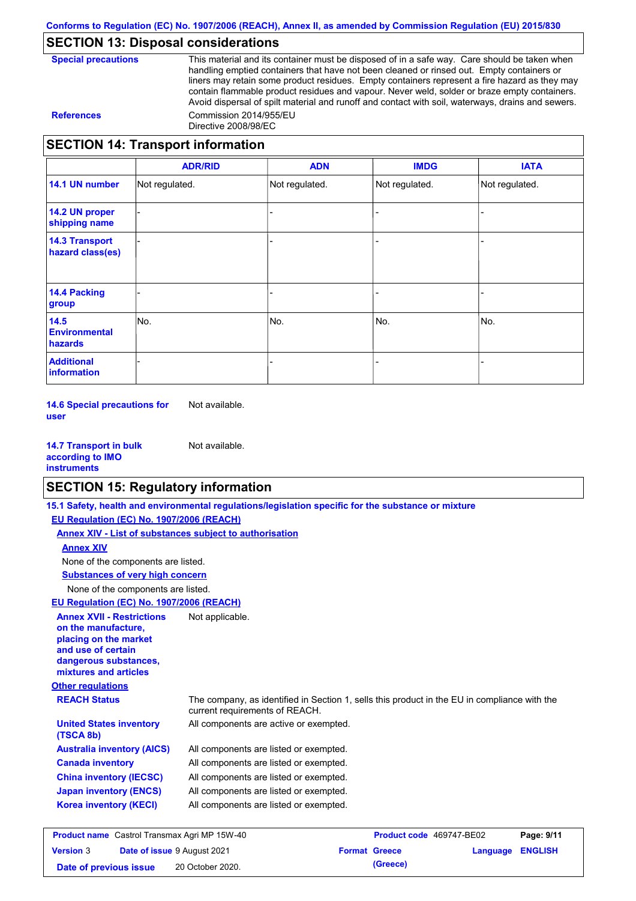## SECTION 13: Disposal considerations

**Special precautions**

This material and its container must be disposed of in a safe way. Care should be taken when handling emptied containers that have not been cleaned or rinsed out. Empty containers or liners may retain some product residues. Empty containers represent a fire hazard as they may contain flammable product residues and vapour. Never weld, solder or braze empty containers. Avoid dispersal of spilt material and runoff and contact with soil, waterways, drains and sewers.

**References**

Commission 2014/955/EU
Directive 2008/98/EC

## SECTION 14: Transport information

| | ADR/RID | ADN | IMDG | IATA |
|---|---|---|---|---|
| **14.1 UN number** | Not regulated. | Not regulated. | Not regulated. | Not regulated. |
| **14.2 UN proper shipping name** | - | - | - | - |
| **14.3 Transport hazard class(es)** | - | - | - | - |
| **14.4 Packing group** | - | - | - | - |
| **14.5 Environmental hazards** | No. | No. | No. | No. |
| **Additional information** | - | - | - | - |

**14.6 Special precautions for user** Not available.

**14.7 Transport in bulk according to IMO instruments** Not available.

## SECTION 15: Regulatory information

**15.1 Safety, health and environmental regulations/legislation specific for the substance or mixture**

**EU Regulation (EC) No. 1907/2006 (REACH)**

**Annex XIV - List of substances subject to authorisation**

**Annex XIV**

None of the components are listed.

**Substances of very high concern**

None of the components are listed.

**EU Regulation (EC) No. 1907/2006 (REACH)**

**Annex XVII - Restrictions on the manufacture, placing on the market and use of certain dangerous substances, mixtures and articles** Not applicable.

**Other regulations**

**REACH Status** The company, as identified in Section 1, sells this product in the EU in compliance with the current requirements of REACH.

**United States inventory (TSCA 8b)** All components are active or exempted.

**Australia inventory (AICS)** All components are listed or exempted.

**Canada inventory** All components are listed or exempted.

**China inventory (IECSC)** All components are listed or exempted.

**Japan inventory (ENCS)** All components are listed or exempted.

**Korea inventory (KECI)** All components are listed or exempted.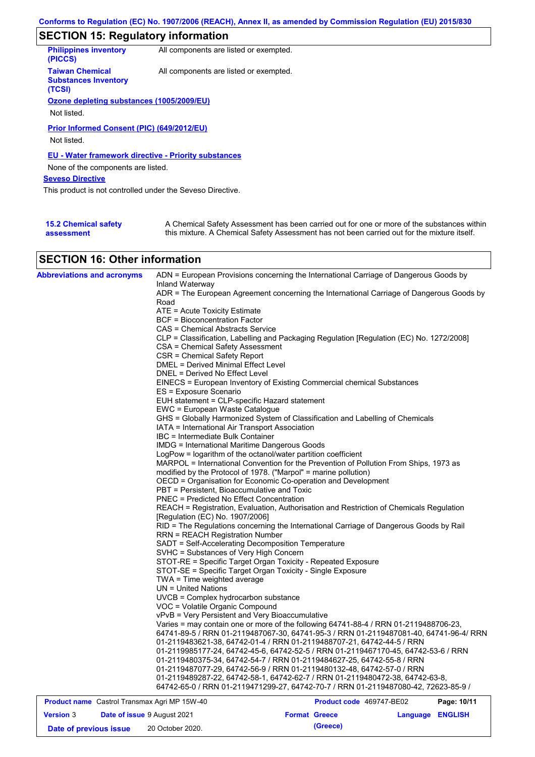## SECTION 15: Regulatory information

| | |
|---|---|
| **Philippines inventory (PICCS)** | All components are listed or exempted. |
| **Taiwan Chemical Substances Inventory (TCSI)** | All components are listed or exempted. |

**Ozone depleting substances (1005/2009/EU)**

Not listed.

**Prior Informed Consent (PIC) (649/2012/EU)**

Not listed.

**EU - Water framework directive - Priority substances**

None of the components are listed.

**Seveso Directive**

This product is not controlled under the Seveso Directive.

**15.2 Chemical safety assessment**

A Chemical Safety Assessment has been carried out for one or more of the substances within this mixture. A Chemical Safety Assessment has not been carried out for the mixture itself.

## SECTION 16: Other information

**Abbreviations and acronyms**

ADN = European Provisions concerning the International Carriage of Dangerous Goods by Inland Waterway
ADR = The European Agreement concerning the International Carriage of Dangerous Goods by Road
ATE = Acute Toxicity Estimate
BCF = Bioconcentration Factor
CAS = Chemical Abstracts Service
CLP = Classification, Labelling and Packaging Regulation [Regulation (EC) No. 1272/2008]
CSA = Chemical Safety Assessment
CSR = Chemical Safety Report
DMEL = Derived Minimal Effect Level
DNEL = Derived No Effect Level
EINECS = European Inventory of Existing Commercial chemical Substances
ES = Exposure Scenario
EUH statement = CLP-specific Hazard statement
EWC = European Waste Catalogue
GHS = Globally Harmonized System of Classification and Labelling of Chemicals
IATA = International Air Transport Association
IBC = Intermediate Bulk Container
IMDG = International Maritime Dangerous Goods
LogPow = logarithm of the octanol/water partition coefficient
MARPOL = International Convention for the Prevention of Pollution From Ships, 1973 as modified by the Protocol of 1978. ("Marpol" = marine pollution)
OECD = Organisation for Economic Co-operation and Development
PBT = Persistent, Bioaccumulative and Toxic
PNEC = Predicted No Effect Concentration
REACH = Registration, Evaluation, Authorisation and Restriction of Chemicals Regulation [Regulation (EC) No. 1907/2006]
RID = The Regulations concerning the International Carriage of Dangerous Goods by Rail
RRN = REACH Registration Number
SADT = Self-Accelerating Decomposition Temperature
SVHC = Substances of Very High Concern
STOT-RE = Specific Target Organ Toxicity - Repeated Exposure
STOT-SE = Specific Target Organ Toxicity - Single Exposure
TWA = Time weighted average
UN = United Nations
UVCB = Complex hydrocarbon substance
VOC = Volatile Organic Compound
vPvB = Very Persistent and Very Bioaccumulative
Varies = may contain one or more of the following 64741-88-4 / RRN 01-2119488706-23, 64741-89-5 / RRN 01-2119487067-30, 64741-95-3 / RRN 01-2119487081-40, 64741-96-4/ RRN 01-2119483621-38, 64742-01-4 / RRN 01-2119488707-21, 64742-44-5 / RRN 01-2119985177-24, 64742-45-6, 64742-52-5 / RRN 01-2119467170-45, 64742-53-6 / RRN 01-2119480375-34, 64742-54-7 / RRN 01-2119484627-25, 64742-55-8 / RRN 01-2119487077-29, 64742-56-9 / RRN 01-2119480132-48, 64742-57-0 / RRN 01-2119489287-22, 64742-58-1, 64742-62-7 / RRN 01-2119480472-38, 64742-63-8, 64742-65-0 / RRN 01-2119471299-27, 64742-70-7 / RRN 01-2119487080-42, 72623-85-9 /

| | | | |
|---|---|---|---|
| **Product name** Castrol Transmax Agri MP 15W-40 | | **Product code** 469747-BE02 | |
| **Version** 3 | **Date of issue** 9 August 2021 | **Format** Greece (Greece) | **Language** ENGLISH |
| **Date of previous issue** | 20 October 2020. | | |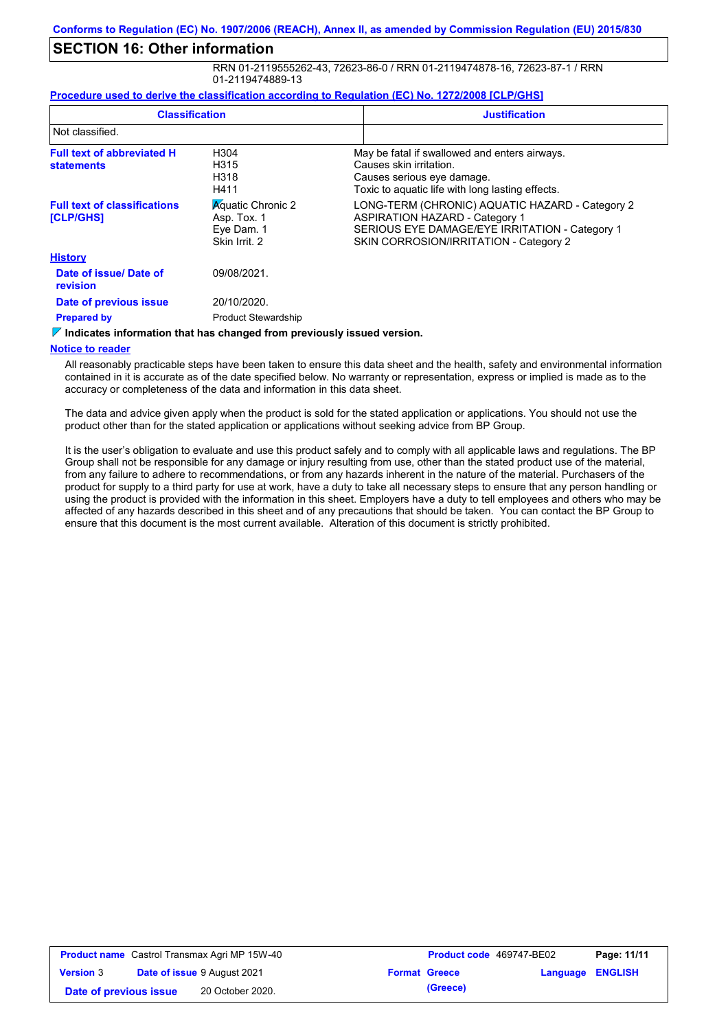Conforms to Regulation (EC) No. 1907/2006 (REACH), Annex II, as amended by Commission Regulation (EU) 2015/830

## SECTION 16: Other information

RRN 01-2119555262-43, 72623-86-0 / RRN 01-2119474878-16, 72623-87-1 / RRN 01-2119474889-13

**Procedure used to derive the classification according to Regulation (EC) No. 1272/2008 [CLP/GHS]**

| Classification | Justification |
|---|---|
| Not classified. | |

| | | |
|---|---|---|
| **Full text of abbreviated H statements** | H304 | May be fatal if swallowed and enters airways. |
| | H315 | Causes skin irritation. |
| | H318 | Causes serious eye damage. |
| | H411 | Toxic to aquatic life with long lasting effects. |
| **Full text of classifications [CLP/GHS]** | Aquatic Chronic 2 | LONG-TERM (CHRONIC) AQUATIC HAZARD - Category 2 |
| | Asp. Tox. 1 | ASPIRATION HAZARD - Category 1 |
| | Eye Dam. 1 | SERIOUS EYE DAMAGE/EYE IRRITATION - Category 1 |
| | Skin Irrit. 2 | SKIN CORROSION/IRRITATION - Category 2 |

**History**

| | |
|---|---|
| **Date of issue/ Date of revision** | 09/08/2021. |
| **Date of previous issue** | 20/10/2020. |
| **Prepared by** | Product Stewardship |

**Indicates information that has changed from previously issued version.**

**Notice to reader**

All reasonably practicable steps have been taken to ensure this data sheet and the health, safety and environmental information contained in it is accurate as of the date specified below. No warranty or representation, express or implied is made as to the accuracy or completeness of the data and information in this data sheet.

The data and advice given apply when the product is sold for the stated application or applications. You should not use the product other than for the stated application or applications without seeking advice from BP Group.

It is the user's obligation to evaluate and use this product safely and to comply with all applicable laws and regulations. The BP Group shall not be responsible for any damage or injury resulting from use, other than the stated product use of the material, from any failure to adhere to recommendations, or from any hazards inherent in the nature of the material. Purchasers of the product for supply to a third party for use at work, have a duty to take all necessary steps to ensure that any person handling or using the product is provided with the information in this sheet. Employers have a duty to tell employees and others who may be affected of any hazards described in this sheet and of any precautions that should be taken. You can contact the BP Group to ensure that this document is the most current available. Alteration of this document is strictly prohibited.

| | | | |
|---|---|---|---|
| **Product name** Castrol Transmax Agri MP 15W-40 | | **Product code** 469747-BE02 | |
| **Version** 3 | **Date of issue** 9 August 2021 | **Format** Greece (Greece) | **Language** ENGLISH |
| **Date of previous issue** 20 October 2020. | | | |